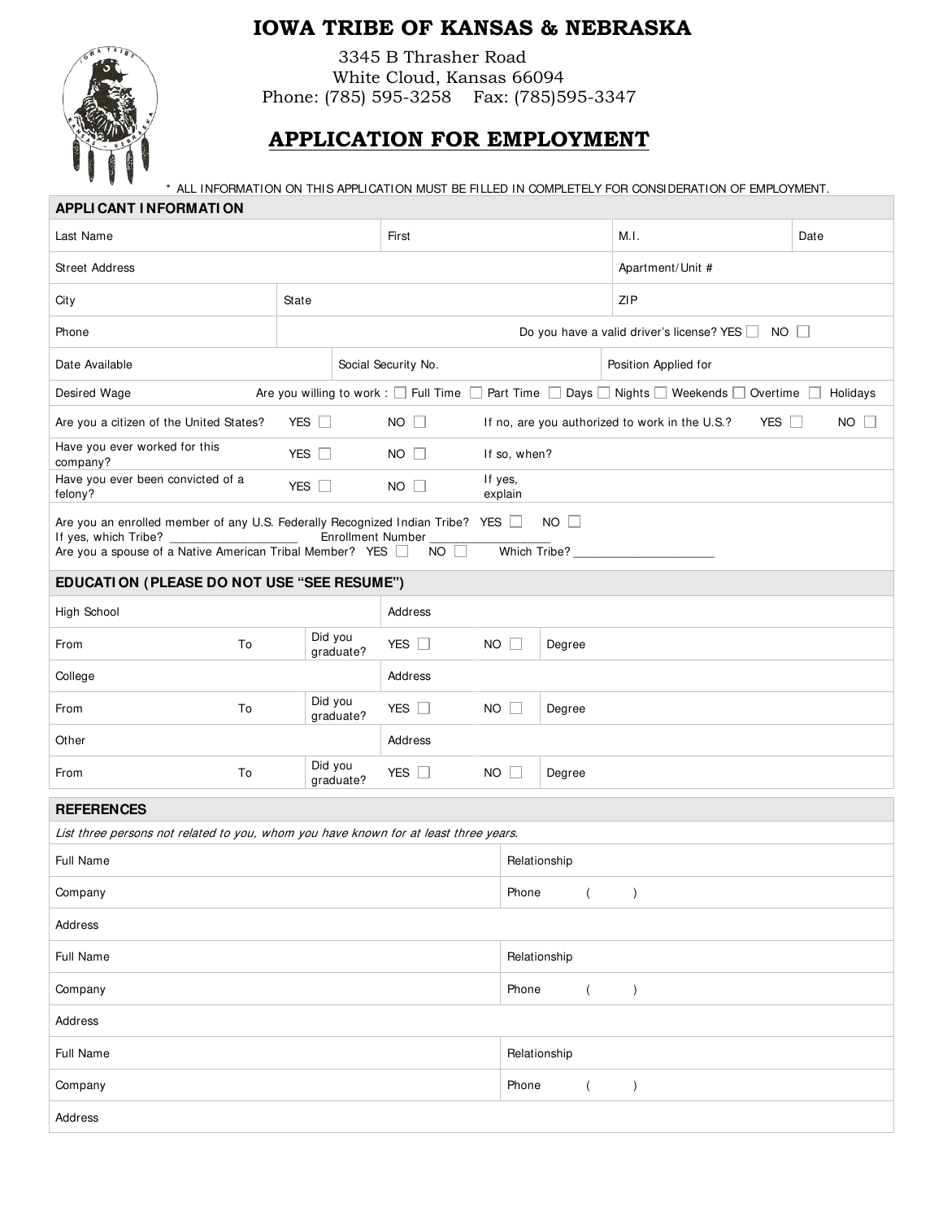# IOWA TRIBE OF KANSAS & NEBRASKA

3345 B Thrasher Road
White Cloud, Kansas 66094
Phone: (785) 595-3258 Fax: (785)595-3347

## APPLICATION FOR EMPLOYMENT

\* ALL INFORMATION ON THIS APPLICATION MUST BE FILLED IN COMPLETELY FOR CONSIDERATION OF EMPLOYMENT.

### APPLICANT INFORMATION

| Last Name | First | M.I. | Date |
|---|---|---|---|
| Street Address | | Apartment/Unit # | |
| City | State | ZIP | |

Phone | Do you have a valid driver's license? YES ☐ NO ☐

Date Available | Social Security No. | Position Applied for

Desired Wage | Are you willing to work : ☐ Full Time ☐ Part Time ☐ Days ☐ Nights ☐ Weekends ☐ Overtime ☐ Holidays

| | | | | | |
|---|---|---|---|---|---|
| Are you a citizen of the United States? | YES ☐ | NO ☐ | If no, are you authorized to work in the U.S.? | YES ☐ | NO ☐ |
| Have you ever worked for this company? | YES ☐ | NO ☐ | If so, when? | | |
| Have you ever been convicted of a felony? | YES ☐ | NO ☐ | If yes, explain | | |

Are you an enrolled member of any U.S. Federally Recognized Indian Tribe? YES ☐ NO ☐
If yes, which Tribe? ___________________ Enrollment Number _________________
Are you a spouse of a Native American Tribal Member? YES ☐ NO ☐ Which Tribe? ______________________

### EDUCATION (PLEASE DO NOT USE "SEE RESUME")

| | | | | | |
|---|---|---|---|---|---|
| High School | | | Address | | |
| From | To | Did you graduate? | YES ☐ | NO ☐ | Degree |
| College | | | Address | | |
| From | To | Did you graduate? | YES ☐ | NO ☐ | Degree |
| Other | | | Address | | |
| From | To | Did you graduate? | YES ☐ | NO ☐ | Degree |

### REFERENCES

*List three persons not related to you, whom you have known for at least three years.*

| | |
|---|---|
| Full Name | Relationship |
| Company | Phone ( ) |
| Address | |
| Full Name | Relationship |
| Company | Phone ( ) |
| Address | |
| Full Name | Relationship |
| Company | Phone ( ) |
| Address | |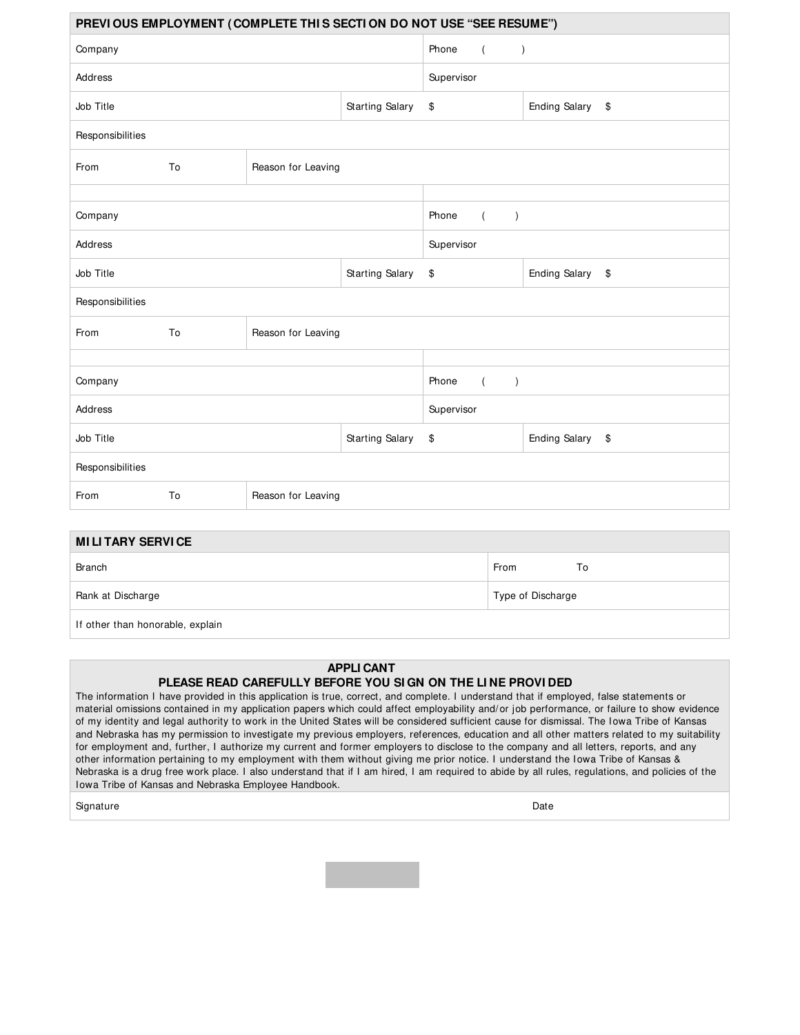## PREVIOUS EMPLOYMENT (COMPLETE THIS SECTION DO NOT USE "SEE RESUME")

| | | | | |
|---|---|---|---|---|
| Company | | | Phone ( ) | |
| Address | | | Supervisor | |
| Job Title | | Starting Salary | $ | Ending Salary $ |
| Responsibilities | | | | |
| From To | Reason for Leaving | | | |
| | | | | |
| Company | | | Phone ( ) | |
| Address | | | Supervisor | |
| Job Title | | Starting Salary | $ | Ending Salary $ |
| Responsibilities | | | | |
| From To | Reason for Leaving | | | |
| | | | | |
| Company | | | Phone ( ) | |
| Address | | | Supervisor | |
| Job Title | | Starting Salary | $ | Ending Salary $ |
| Responsibilities | | | | |
| From To | Reason for Leaving | | | |

## MILITARY SERVICE

| | |
|---|---|
| Branch | From To |
| Rank at Discharge | Type of Discharge |
| If other than honorable, explain | |

## APPLICANT
### PLEASE READ CAREFULLY BEFORE YOU SIGN ON THE LINE PROVIDED

The information I have provided in this application is true, correct, and complete. I understand that if employed, false statements or material omissions contained in my application papers which could affect employability and/or job performance, or failure to show evidence of my identity and legal authority to work in the United States will be considered sufficient cause for dismissal. The Iowa Tribe of Kansas and Nebraska has my permission to investigate my previous employers, references, education and all other matters related to my suitability for employment and, further, I authorize my current and former employers to disclose to the company and all letters, reports, and any other information pertaining to my employment with them without giving me prior notice. I understand the Iowa Tribe of Kansas & Nebraska is a drug free work place. I also understand that if I am hired, I am required to abide by all rules, regulations, and policies of the Iowa Tribe of Kansas and Nebraska Employee Handbook.

| | |
|---|---|
| Signature | Date |